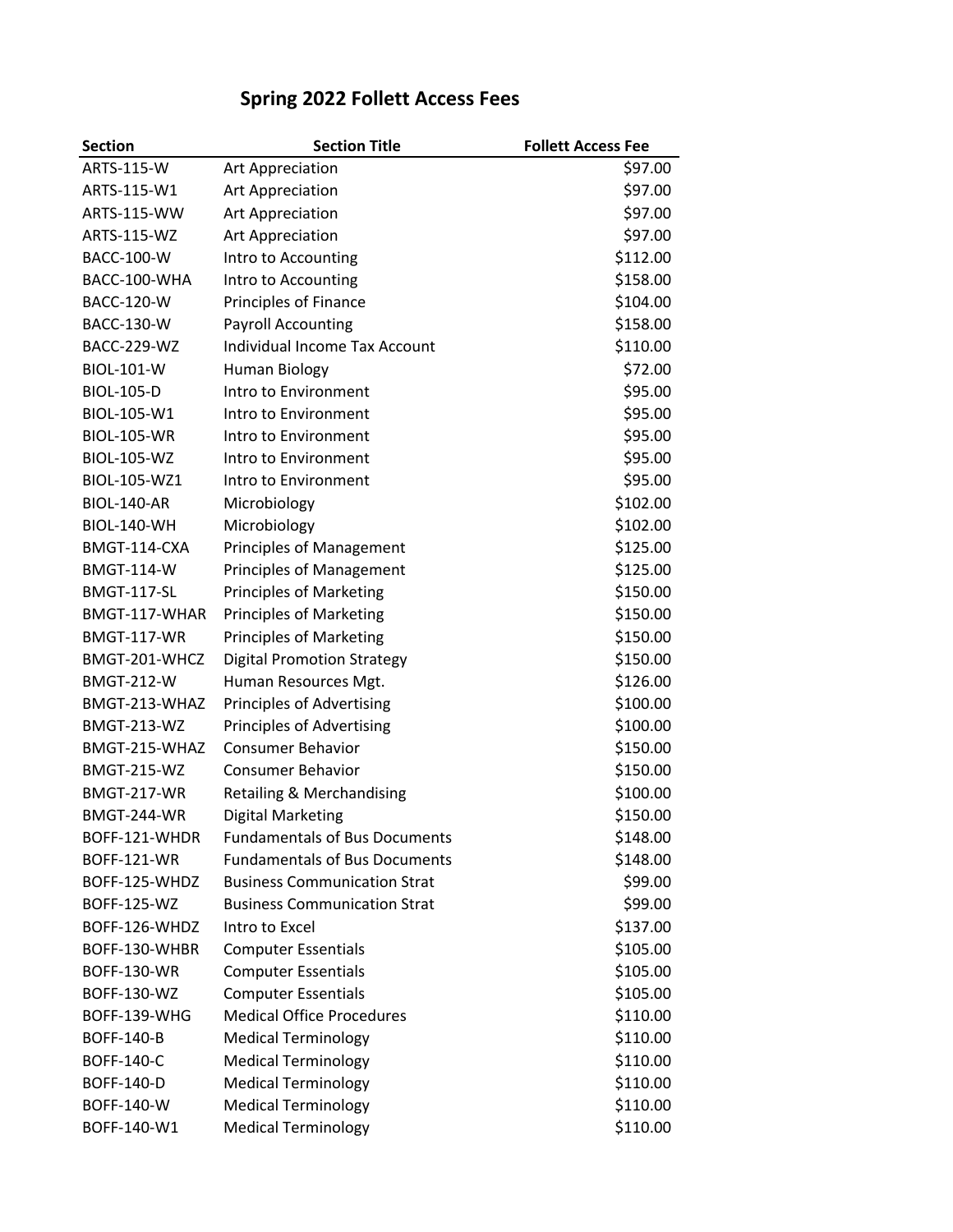# Spring 2022 Follett Access Fees

| Section | Section Title | Follett Access Fee |
|---|---|---|
| ARTS-115-W | Art Appreciation | $97.00 |
| ARTS-115-W1 | Art Appreciation | $97.00 |
| ARTS-115-WW | Art Appreciation | $97.00 |
| ARTS-115-WZ | Art Appreciation | $97.00 |
| BACC-100-W | Intro to Accounting | $112.00 |
| BACC-100-WHA | Intro to Accounting | $158.00 |
| BACC-120-W | Principles of Finance | $104.00 |
| BACC-130-W | Payroll Accounting | $158.00 |
| BACC-229-WZ | Individual Income Tax Account | $110.00 |
| BIOL-101-W | Human Biology | $72.00 |
| BIOL-105-D | Intro to Environment | $95.00 |
| BIOL-105-W1 | Intro to Environment | $95.00 |
| BIOL-105-WR | Intro to Environment | $95.00 |
| BIOL-105-WZ | Intro to Environment | $95.00 |
| BIOL-105-WZ1 | Intro to Environment | $95.00 |
| BIOL-140-AR | Microbiology | $102.00 |
| BIOL-140-WH | Microbiology | $102.00 |
| BMGT-114-CXA | Principles of Management | $125.00 |
| BMGT-114-W | Principles of Management | $125.00 |
| BMGT-117-SL | Principles of Marketing | $150.00 |
| BMGT-117-WHAR | Principles of Marketing | $150.00 |
| BMGT-117-WR | Principles of Marketing | $150.00 |
| BMGT-201-WHCZ | Digital Promotion Strategy | $150.00 |
| BMGT-212-W | Human Resources Mgt. | $126.00 |
| BMGT-213-WHAZ | Principles of Advertising | $100.00 |
| BMGT-213-WZ | Principles of Advertising | $100.00 |
| BMGT-215-WHAZ | Consumer Behavior | $150.00 |
| BMGT-215-WZ | Consumer Behavior | $150.00 |
| BMGT-217-WR | Retailing & Merchandising | $100.00 |
| BMGT-244-WR | Digital Marketing | $150.00 |
| BOFF-121-WHDR | Fundamentals of Bus Documents | $148.00 |
| BOFF-121-WR | Fundamentals of Bus Documents | $148.00 |
| BOFF-125-WHDZ | Business Communication Strat | $99.00 |
| BOFF-125-WZ | Business Communication Strat | $99.00 |
| BOFF-126-WHDZ | Intro to Excel | $137.00 |
| BOFF-130-WHBR | Computer Essentials | $105.00 |
| BOFF-130-WR | Computer Essentials | $105.00 |
| BOFF-130-WZ | Computer Essentials | $105.00 |
| BOFF-139-WHG | Medical Office Procedures | $110.00 |
| BOFF-140-B | Medical Terminology | $110.00 |
| BOFF-140-C | Medical Terminology | $110.00 |
| BOFF-140-D | Medical Terminology | $110.00 |
| BOFF-140-W | Medical Terminology | $110.00 |
| BOFF-140-W1 | Medical Terminology | $110.00 |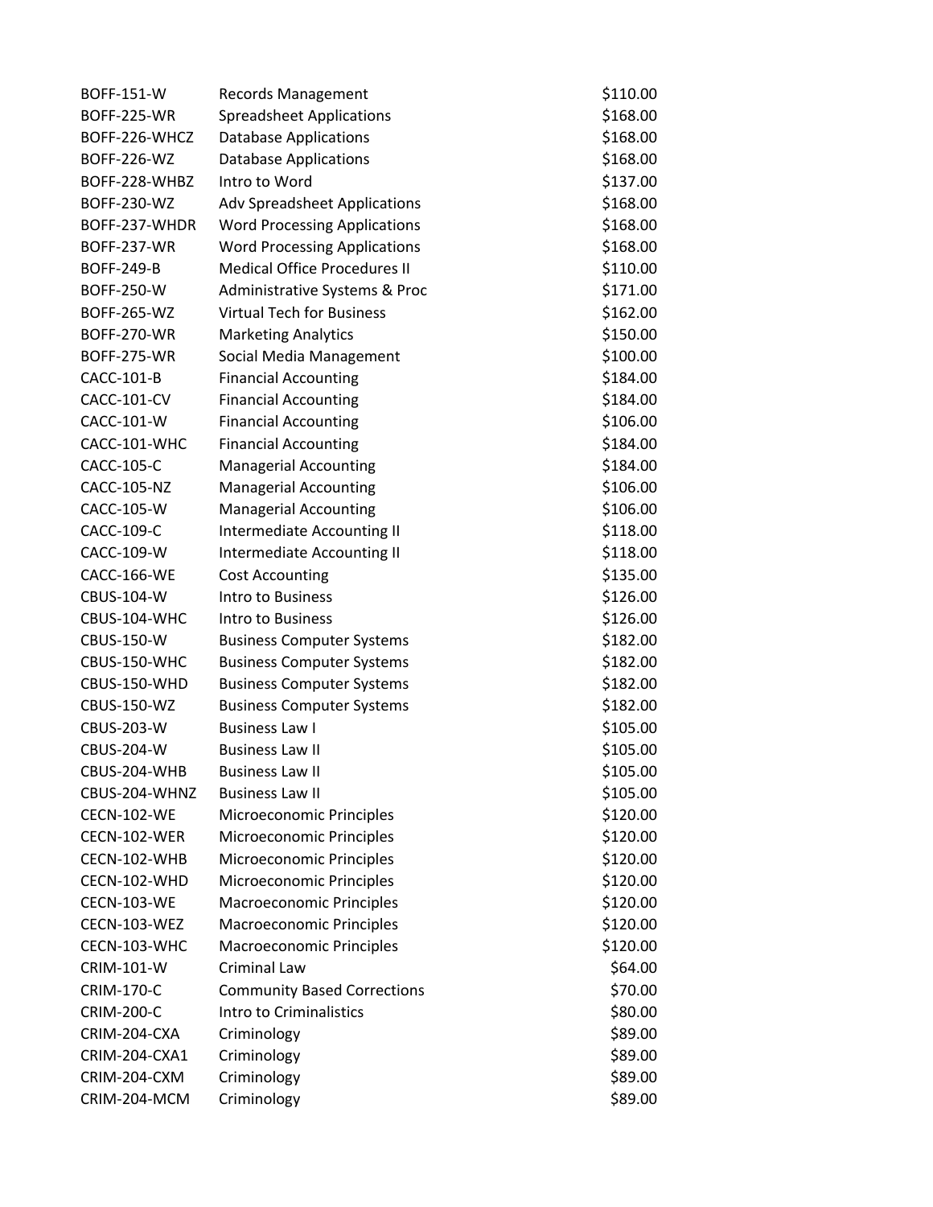| | | |
|---|---|---|
| BOFF-151-W | Records Management | $110.00 |
| BOFF-225-WR | Spreadsheet Applications | $168.00 |
| BOFF-226-WHCZ | Database Applications | $168.00 |
| BOFF-226-WZ | Database Applications | $168.00 |
| BOFF-228-WHBZ | Intro to Word | $137.00 |
| BOFF-230-WZ | Adv Spreadsheet Applications | $168.00 |
| BOFF-237-WHDR | Word Processing Applications | $168.00 |
| BOFF-237-WR | Word Processing Applications | $168.00 |
| BOFF-249-B | Medical Office Procedures II | $110.00 |
| BOFF-250-W | Administrative Systems & Proc | $171.00 |
| BOFF-265-WZ | Virtual Tech for Business | $162.00 |
| BOFF-270-WR | Marketing Analytics | $150.00 |
| BOFF-275-WR | Social Media Management | $100.00 |
| CACC-101-B | Financial Accounting | $184.00 |
| CACC-101-CV | Financial Accounting | $184.00 |
| CACC-101-W | Financial Accounting | $106.00 |
| CACC-101-WHC | Financial Accounting | $184.00 |
| CACC-105-C | Managerial Accounting | $184.00 |
| CACC-105-NZ | Managerial Accounting | $106.00 |
| CACC-105-W | Managerial Accounting | $106.00 |
| CACC-109-C | Intermediate Accounting II | $118.00 |
| CACC-109-W | Intermediate Accounting II | $118.00 |
| CACC-166-WE | Cost Accounting | $135.00 |
| CBUS-104-W | Intro to Business | $126.00 |
| CBUS-104-WHC | Intro to Business | $126.00 |
| CBUS-150-W | Business Computer Systems | $182.00 |
| CBUS-150-WHC | Business Computer Systems | $182.00 |
| CBUS-150-WHD | Business Computer Systems | $182.00 |
| CBUS-150-WZ | Business Computer Systems | $182.00 |
| CBUS-203-W | Business Law I | $105.00 |
| CBUS-204-W | Business Law II | $105.00 |
| CBUS-204-WHB | Business Law II | $105.00 |
| CBUS-204-WHNZ | Business Law II | $105.00 |
| CECN-102-WE | Microeconomic Principles | $120.00 |
| CECN-102-WER | Microeconomic Principles | $120.00 |
| CECN-102-WHB | Microeconomic Principles | $120.00 |
| CECN-102-WHD | Microeconomic Principles | $120.00 |
| CECN-103-WE | Macroeconomic Principles | $120.00 |
| CECN-103-WEZ | Macroeconomic Principles | $120.00 |
| CECN-103-WHC | Macroeconomic Principles | $120.00 |
| CRIM-101-W | Criminal Law | $64.00 |
| CRIM-170-C | Community Based Corrections | $70.00 |
| CRIM-200-C | Intro to Criminalistics | $80.00 |
| CRIM-204-CXA | Criminology | $89.00 |
| CRIM-204-CXA1 | Criminology | $89.00 |
| CRIM-204-CXM | Criminology | $89.00 |
| CRIM-204-MCM | Criminology | $89.00 |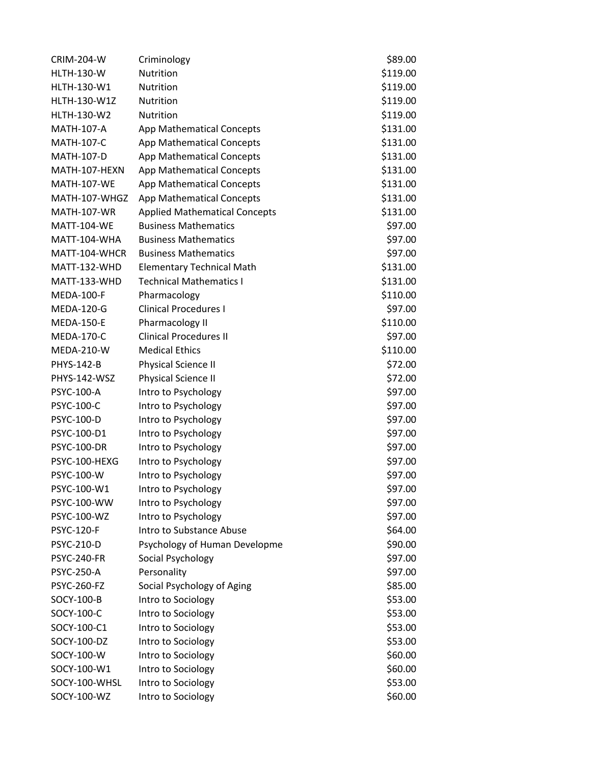| | | |
|---|---|---|
| CRIM-204-W | Criminology | $89.00 |
| HLTH-130-W | Nutrition | $119.00 |
| HLTH-130-W1 | Nutrition | $119.00 |
| HLTH-130-W1Z | Nutrition | $119.00 |
| HLTH-130-W2 | Nutrition | $119.00 |
| MATH-107-A | App Mathematical Concepts | $131.00 |
| MATH-107-C | App Mathematical Concepts | $131.00 |
| MATH-107-D | App Mathematical Concepts | $131.00 |
| MATH-107-HEXN | App Mathematical Concepts | $131.00 |
| MATH-107-WE | App Mathematical Concepts | $131.00 |
| MATH-107-WHGZ | App Mathematical Concepts | $131.00 |
| MATH-107-WR | Applied Mathematical Concepts | $131.00 |
| MATT-104-WE | Business Mathematics | $97.00 |
| MATT-104-WHA | Business Mathematics | $97.00 |
| MATT-104-WHCR | Business Mathematics | $97.00 |
| MATT-132-WHD | Elementary Technical Math | $131.00 |
| MATT-133-WHD | Technical Mathematics I | $131.00 |
| MEDA-100-F | Pharmacology | $110.00 |
| MEDA-120-G | Clinical Procedures I | $97.00 |
| MEDA-150-E | Pharmacology II | $110.00 |
| MEDA-170-C | Clinical Procedures II | $97.00 |
| MEDA-210-W | Medical Ethics | $110.00 |
| PHYS-142-B | Physical Science II | $72.00 |
| PHYS-142-WSZ | Physical Science II | $72.00 |
| PSYC-100-A | Intro to Psychology | $97.00 |
| PSYC-100-C | Intro to Psychology | $97.00 |
| PSYC-100-D | Intro to Psychology | $97.00 |
| PSYC-100-D1 | Intro to Psychology | $97.00 |
| PSYC-100-DR | Intro to Psychology | $97.00 |
| PSYC-100-HEXG | Intro to Psychology | $97.00 |
| PSYC-100-W | Intro to Psychology | $97.00 |
| PSYC-100-W1 | Intro to Psychology | $97.00 |
| PSYC-100-WW | Intro to Psychology | $97.00 |
| PSYC-100-WZ | Intro to Psychology | $97.00 |
| PSYC-120-F | Intro to Substance Abuse | $64.00 |
| PSYC-210-D | Psychology of Human Developme | $90.00 |
| PSYC-240-FR | Social Psychology | $97.00 |
| PSYC-250-A | Personality | $97.00 |
| PSYC-260-FZ | Social Psychology of Aging | $85.00 |
| SOCY-100-B | Intro to Sociology | $53.00 |
| SOCY-100-C | Intro to Sociology | $53.00 |
| SOCY-100-C1 | Intro to Sociology | $53.00 |
| SOCY-100-DZ | Intro to Sociology | $53.00 |
| SOCY-100-W | Intro to Sociology | $60.00 |
| SOCY-100-W1 | Intro to Sociology | $60.00 |
| SOCY-100-WHSL | Intro to Sociology | $53.00 |
| SOCY-100-WZ | Intro to Sociology | $60.00 |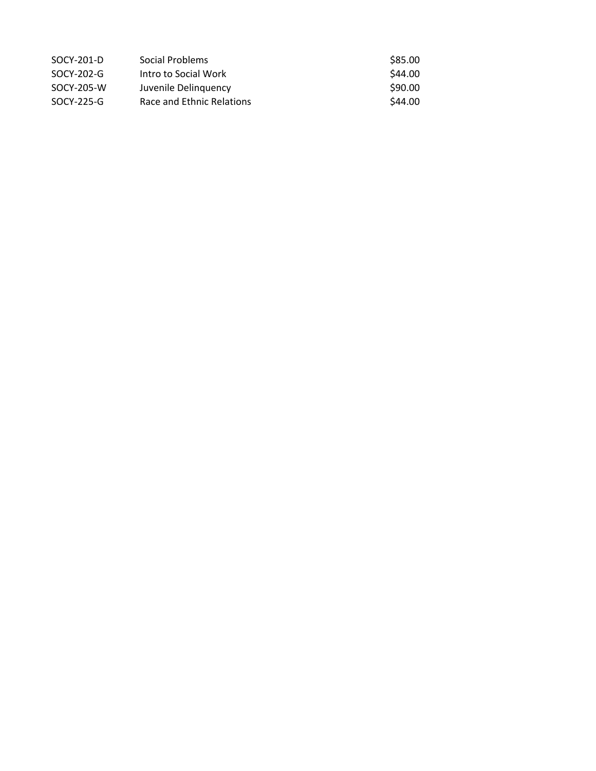| | | |
|---|---|---|
| SOCY-201-D | Social Problems | $85.00 |
| SOCY-202-G | Intro to Social Work | $44.00 |
| SOCY-205-W | Juvenile Delinquency | $90.00 |
| SOCY-225-G | Race and Ethnic Relations | $44.00 |